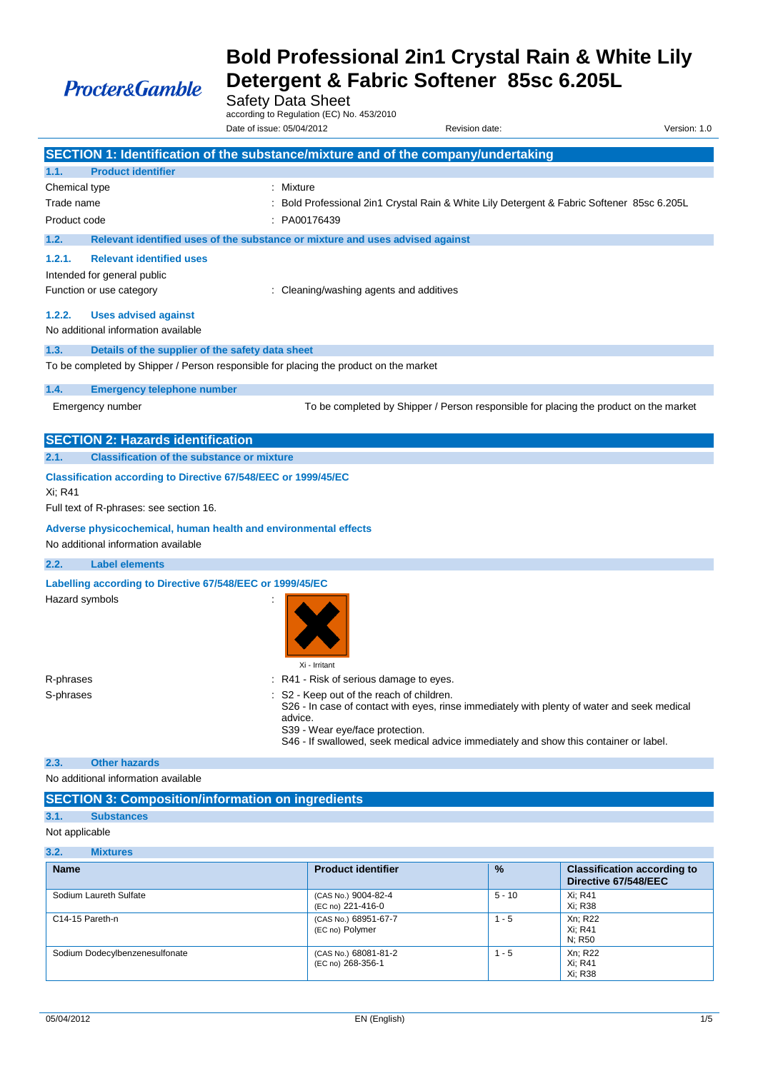**Procter&Gamble**

# Bold Professional 2in1 Crystal Rain & White Lily Detergent & Fabric Softener 85sc 6.205L

Safety Data Sheet

according to Regulation (EC) No. 453/2010

Date of issue: 05/04/2012 Revision date: Version: 1.0

## SECTION 1: Identification of the substance/mixture and of the company/undertaking

### 1.1. Product identifier

Chemical type : Mixture

Trade name : Bold Professional 2in1 Crystal Rain & White Lily Detergent & Fabric Softener 85sc 6.205L

Product code : PA00176439

### 1.2. Relevant identified uses of the substance or mixture and uses advised against

#### 1.2.1. Relevant identified uses

Intended for general public

Function or use category : Cleaning/washing agents and additives

#### 1.2.2. Uses advised against

No additional information available

### 1.3. Details of the supplier of the safety data sheet

To be completed by Shipper / Person responsible for placing the product on the market

### 1.4. Emergency telephone number

Emergency number To be completed by Shipper / Person responsible for placing the product on the market

## SECTION 2: Hazards identification

### 2.1. Classification of the substance or mixture

**Classification according to Directive 67/548/EEC or 1999/45/EC**

Xi; R41

Full text of R-phrases: see section 16.

**Adverse physicochemical, human health and environmental effects**

No additional information available

### 2.2. Label elements

**Labelling according to Directive 67/548/EEC or 1999/45/EC**

Hazard symbols :

Xi - Irritant

R-phrases : R41 - Risk of serious damage to eyes.

S-phrases : S2 - Keep out of the reach of children.
S26 - In case of contact with eyes, rinse immediately with plenty of water and seek medical advice.
S39 - Wear eye/face protection.
S46 - If swallowed, seek medical advice immediately and show this container or label.

### 2.3. Other hazards

No additional information available

## SECTION 3: Composition/information on ingredients

### 3.1. Substances

Not applicable

### 3.2. Mixtures

| Name | Product identifier | % | Classification according to Directive 67/548/EEC |
|---|---|---|---|
| Sodium Laureth Sulfate | (CAS No.) 9004-82-4<br>(EC no) 221-416-0 | 5 - 10 | Xi; R41<br>Xi; R38 |
| C14-15 Pareth-n | (CAS No.) 68951-67-7<br>(EC no) Polymer | 1 - 5 | Xn; R22<br>Xi; R41<br>N; R50 |
| Sodium Dodecylbenzenesulfonate | (CAS No.) 68081-81-2<br>(EC no) 268-356-1 | 1 - 5 | Xn; R22<br>Xi; R41<br>Xi; R38 |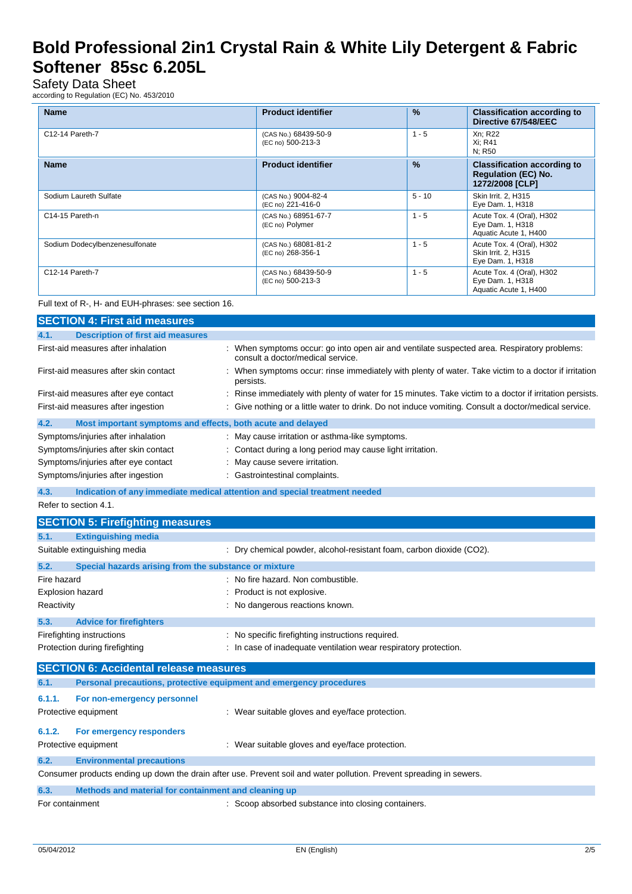# Bold Professional 2in1 Crystal Rain & White Lily Detergent & Fabric Softener 85sc 6.205L

Safety Data Sheet

according to Regulation (EC) No. 453/2010

| Name | Product identifier | % | Classification according to Directive 67/548/EEC |
|---|---|---|---|
| C12-14 Pareth-7 | (CAS No.) 68439-50-9<br>(EC no) 500-213-3 | 1 - 5 | Xn; R22<br>Xi; R41<br>N; R50 |

| Name | Product identifier | % | Classification according to Regulation (EC) No. 1272/2008 [CLP] |
|---|---|---|---|
| Sodium Laureth Sulfate | (CAS No.) 9004-82-4<br>(EC no) 221-416-0 | 5 - 10 | Skin Irrit. 2, H315<br>Eye Dam. 1, H318 |
| C14-15 Pareth-n | (CAS No.) 68951-67-7<br>(EC no) Polymer | 1 - 5 | Acute Tox. 4 (Oral), H302<br>Eye Dam. 1, H318<br>Aquatic Acute 1, H400 |
| Sodium Dodecylbenzenesulfonate | (CAS No.) 68081-81-2<br>(EC no) 268-356-1 | 1 - 5 | Acute Tox. 4 (Oral), H302<br>Skin Irrit. 2, H315<br>Eye Dam. 1, H318 |
| C12-14 Pareth-7 | (CAS No.) 68439-50-9<br>(EC no) 500-213-3 | 1 - 5 | Acute Tox. 4 (Oral), H302<br>Eye Dam. 1, H318<br>Aquatic Acute 1, H400 |

Full text of R-, H- and EUH-phrases: see section 16.

## SECTION 4: First aid measures

### 4.1. Description of first aid measures

First-aid measures after inhalation : When symptoms occur: go into open air and ventilate suspected area. Respiratory problems: consult a doctor/medical service.

First-aid measures after skin contact : When symptoms occur: rinse immediately with plenty of water. Take victim to a doctor if irritation persists.

First-aid measures after eye contact : Rinse immediately with plenty of water for 15 minutes. Take victim to a doctor if irritation persists.

First-aid measures after ingestion : Give nothing or a little water to drink. Do not induce vomiting. Consult a doctor/medical service.

### 4.2. Most important symptoms and effects, both acute and delayed

Symptoms/injuries after inhalation : May cause irritation or asthma-like symptoms.

Symptoms/injuries after skin contact : Contact during a long period may cause light irritation.

Symptoms/injuries after eye contact : May cause severe irritation.

Symptoms/injuries after ingestion : Gastrointestinal complaints.

### 4.3. Indication of any immediate medical attention and special treatment needed

Refer to section 4.1.

## SECTION 5: Firefighting measures

### 5.1. Extinguishing media

Suitable extinguishing media : Dry chemical powder, alcohol-resistant foam, carbon dioxide (CO2).

### 5.2. Special hazards arising from the substance or mixture

Fire hazard : No fire hazard. Non combustible.

Explosion hazard : Product is not explosive.

Reactivity : No dangerous reactions known.

### 5.3. Advice for firefighters

Firefighting instructions : No specific firefighting instructions required.

Protection during firefighting : In case of inadequate ventilation wear respiratory protection.

## SECTION 6: Accidental release measures

### 6.1. Personal precautions, protective equipment and emergency procedures

#### 6.1.1. For non-emergency personnel

Protective equipment : Wear suitable gloves and eye/face protection.

#### 6.1.2. For emergency responders

Protective equipment : Wear suitable gloves and eye/face protection.

### 6.2. Environmental precautions

Consumer products ending up down the drain after use. Prevent soil and water pollution. Prevent spreading in sewers.

### 6.3. Methods and material for containment and cleaning up

For containment : Scoop absorbed substance into closing containers.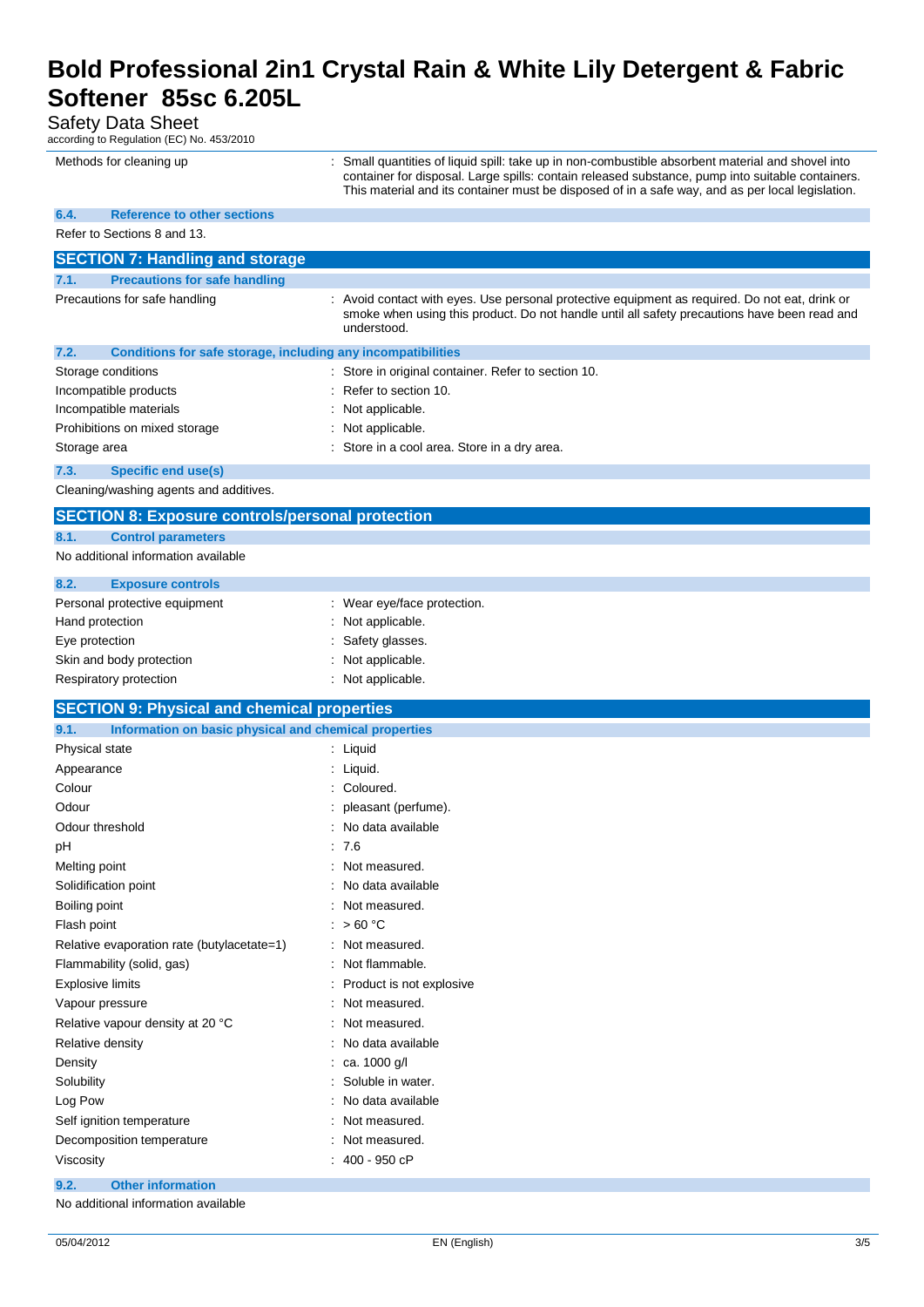| | |
|---|---|
| Methods for cleaning up | : Small quantities of liquid spill: take up in non-combustible absorbent material and shovel into container for disposal. Large spills: contain released substance, pump into suitable containers. This material and its container must be disposed of in a safe way, and as per local legislation. |

### 6.4. Reference to other sections

Refer to Sections 8 and 13.

## SECTION 7: Handling and storage

### 7.1. Precautions for safe handling

| | |
|---|---|
| Precautions for safe handling | : Avoid contact with eyes. Use personal protective equipment as required. Do not eat, drink or smoke when using this product. Do not handle until all safety precautions have been read and understood. |

### 7.2. Conditions for safe storage, including any incompatibilities

| | |
|---|---|
| Storage conditions | : Store in original container. Refer to section 10. |
| Incompatible products | : Refer to section 10. |
| Incompatible materials | : Not applicable. |
| Prohibitions on mixed storage | : Not applicable. |
| Storage area | : Store in a cool area. Store in a dry area. |

### 7.3. Specific end use(s)

Cleaning/washing agents and additives.

## SECTION 8: Exposure controls/personal protection

### 8.1. Control parameters

No additional information available

### 8.2. Exposure controls

| | |
|---|---|
| Personal protective equipment | : Wear eye/face protection. |
| Hand protection | : Not applicable. |
| Eye protection | : Safety glasses. |
| Skin and body protection | : Not applicable. |
| Respiratory protection | : Not applicable. |

## SECTION 9: Physical and chemical properties

### 9.1. Information on basic physical and chemical properties

| | |
|---|---|
| Physical state | : Liquid |
| Appearance | : Liquid. |
| Colour | : Coloured. |
| Odour | : pleasant (perfume). |
| Odour threshold | : No data available |
| pH | : 7.6 |
| Melting point | : Not measured. |
| Solidification point | : No data available |
| Boiling point | : Not measured. |
| Flash point | : > 60 °C |
| Relative evaporation rate (butylacetate=1) | : Not measured. |
| Flammability (solid, gas) | : Not flammable. |
| Explosive limits | : Product is not explosive |
| Vapour pressure | : Not measured. |
| Relative vapour density at 20 °C | : Not measured. |
| Relative density | : No data available |
| Density | : ca. 1000 g/l |
| Solubility | : Soluble in water. |
| Log Pow | : No data available |
| Self ignition temperature | : Not measured. |
| Decomposition temperature | : Not measured. |
| Viscosity | : 400 - 950 cP |

### 9.2. Other information

No additional information available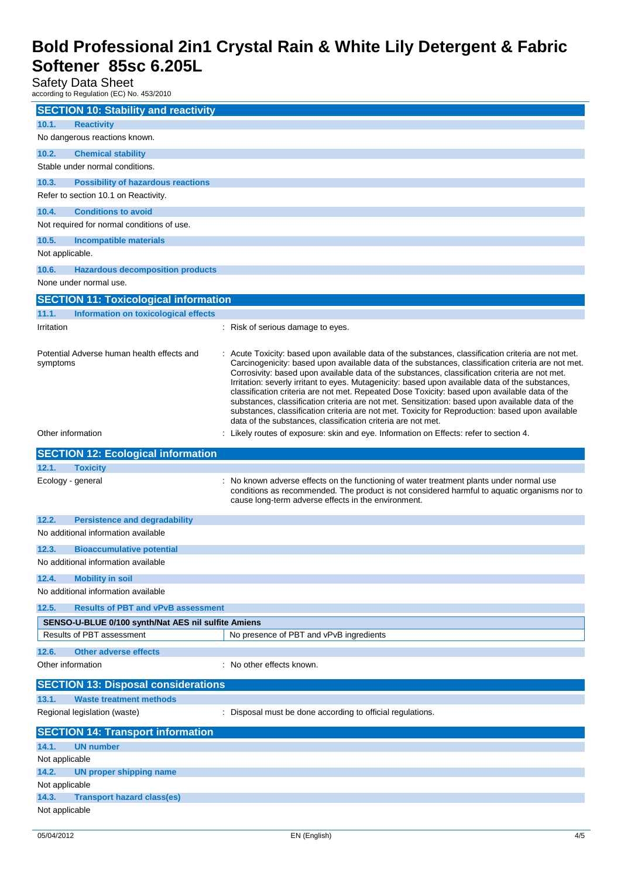## SECTION 10: Stability and reactivity

### 10.1. Reactivity

No dangerous reactions known.

### 10.2. Chemical stability

Stable under normal conditions.

### 10.3. Possibility of hazardous reactions

Refer to section 10.1 on Reactivity.

### 10.4. Conditions to avoid

Not required for normal conditions of use.

### 10.5. Incompatible materials

Not applicable.

### 10.6. Hazardous decomposition products

None under normal use.

## SECTION 11: Toxicological information

### 11.1. Information on toxicological effects

Irritation : Risk of serious damage to eyes.

Potential Adverse human health effects and symptoms : Acute Toxicity: based upon available data of the substances, classification criteria are not met. Carcinogenicity: based upon available data of the substances, classification criteria are not met. Corrosivity: based upon available data of the substances, classification criteria are not met. Irritation: severly irritant to eyes. Mutagenicity: based upon available data of the substances, classification criteria are not met. Repeated Dose Toxicity: based upon available data of the substances, classification criteria are not met. Sensitization: based upon available data of the substances, classification criteria are not met. Toxicity for Reproduction: based upon available data of the substances, classification criteria are not met.

Other information : Likely routes of exposure: skin and eye. Information on Effects: refer to section 4.

## SECTION 12: Ecological information

### 12.1. Toxicity

Ecology - general : No known adverse effects on the functioning of water treatment plants under normal use conditions as recommended. The product is not considered harmful to aquatic organisms nor to cause long-term adverse effects in the environment.

### 12.2. Persistence and degradability

No additional information available

### 12.3. Bioaccumulative potential

No additional information available

### 12.4. Mobility in soil

No additional information available

### 12.5. Results of PBT and vPvB assessment

| SENSO-U-BLUE 0/100 synth/Nat AES nil sulfite Amiens | |
|---|---|
| Results of PBT assessment | No presence of PBT and vPvB ingredients |

### 12.6. Other adverse effects

Other information : No other effects known.

## SECTION 13: Disposal considerations

### 13.1. Waste treatment methods

Regional legislation (waste) : Disposal must be done according to official regulations.

## SECTION 14: Transport information

### 14.1. UN number

Not applicable

### 14.2. UN proper shipping name

Not applicable

### 14.3. Transport hazard class(es)

Not applicable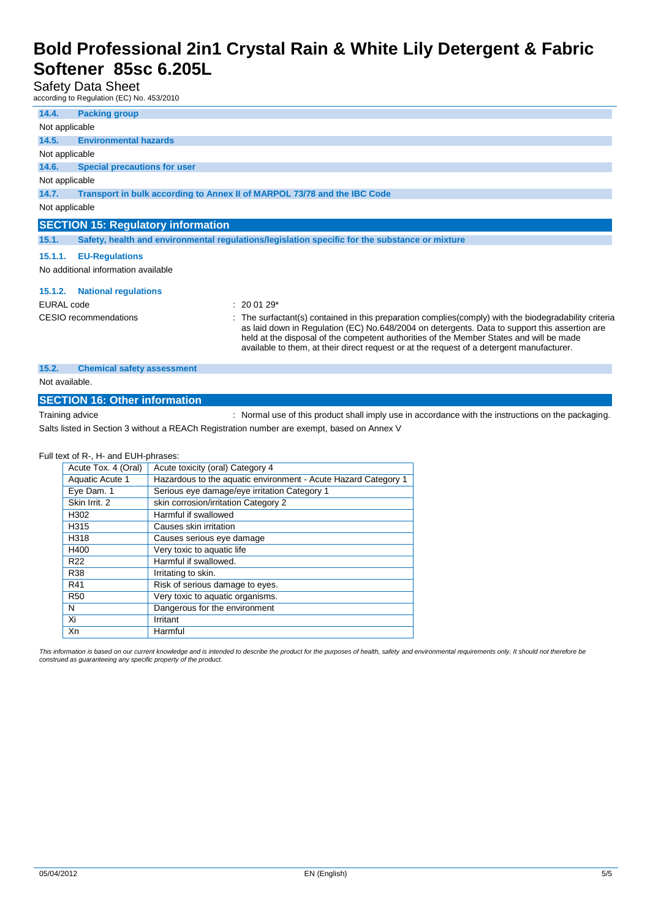### 14.4. Packing group

Not applicable

### 14.5. Environmental hazards

Not applicable

### 14.6. Special precautions for user

Not applicable

### 14.7. Transport in bulk according to Annex II of MARPOL 73/78 and the IBC Code

Not applicable

## SECTION 15: Regulatory information

### 15.1. Safety, health and environmental regulations/legislation specific for the substance or mixture

#### 15.1.1. EU-Regulations

No additional information available

#### 15.1.2. National regulations

EURAL code : 20 01 29*

CESIO recommendations : The surfactant(s) contained in this preparation complies(comply) with the biodegradability criteria as laid down in Regulation (EC) No.648/2004 on detergents. Data to support this assertion are held at the disposal of the competent authorities of the Member States and will be made available to them, at their direct request or at the request of a detergent manufacturer.

### 15.2. Chemical safety assessment

Not available.

## SECTION 16: Other information

Training advice : Normal use of this product shall imply use in accordance with the instructions on the packaging.

Salts listed in Section 3 without a REACh Registration number are exempt, based on Annex V

Full text of R-, H- and EUH-phrases:

| | |
|---|---|
| Acute Tox. 4 (Oral) | Acute toxicity (oral) Category 4 |
| Aquatic Acute 1 | Hazardous to the aquatic environment - Acute Hazard Category 1 |
| Eye Dam. 1 | Serious eye damage/eye irritation Category 1 |
| Skin Irrit. 2 | skin corrosion/irritation Category 2 |
| H302 | Harmful if swallowed |
| H315 | Causes skin irritation |
| H318 | Causes serious eye damage |
| H400 | Very toxic to aquatic life |
| R22 | Harmful if swallowed. |
| R38 | Irritating to skin. |
| R41 | Risk of serious damage to eyes. |
| R50 | Very toxic to aquatic organisms. |
| N | Dangerous for the environment |
| Xi | Irritant |
| Xn | Harmful |

*This information is based on our current knowledge and is intended to describe the product for the purposes of health, safety and environmental requirements only. It should not therefore be construed as guaranteeing any specific property of the product.*